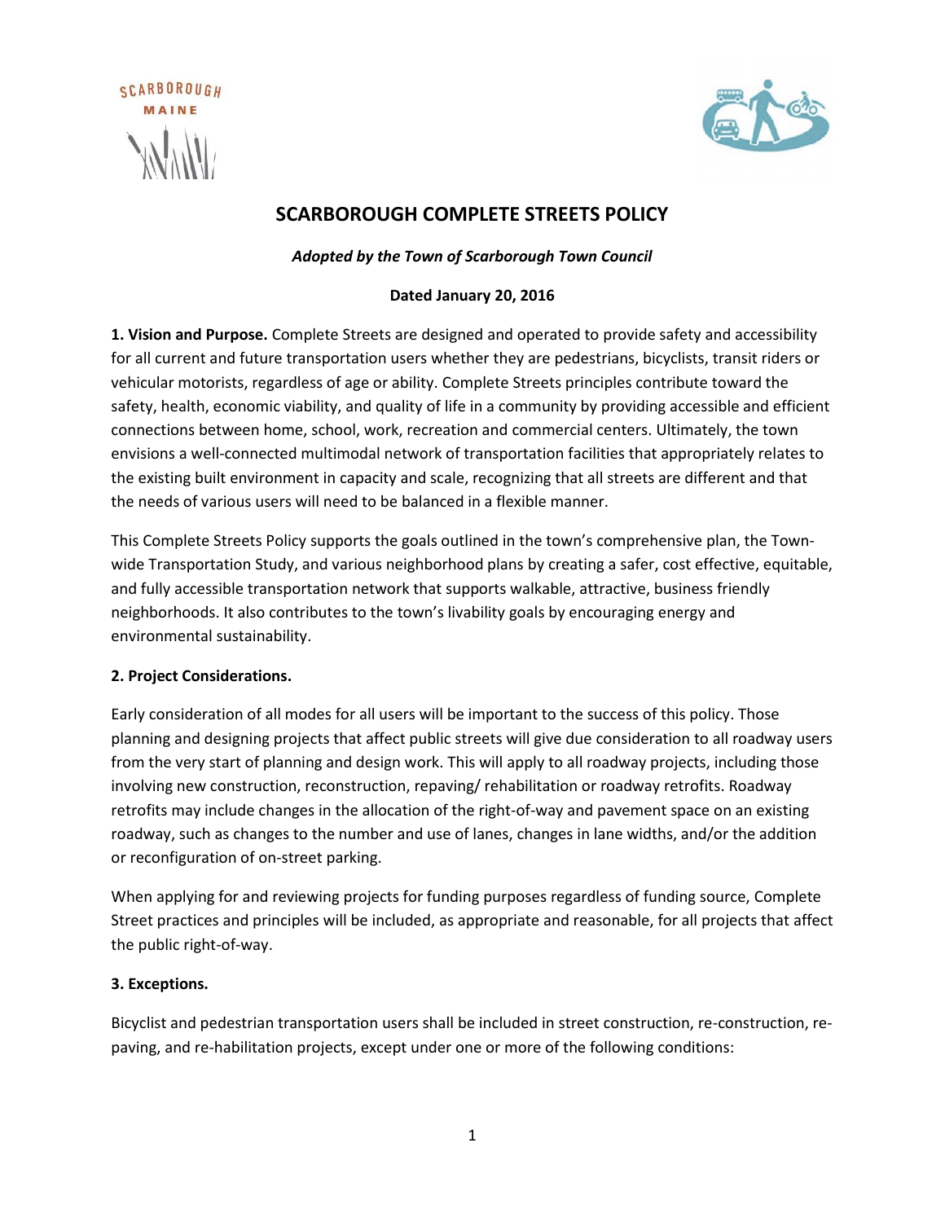SCARBOROUGH MAINE

# SCARBOROUGH COMPLETE STREETS POLICY

*Adopted by the Town of Scarborough Town Council*

**Dated January 20, 2016**

**1. Vision and Purpose.** Complete Streets are designed and operated to provide safety and accessibility for all current and future transportation users whether they are pedestrians, bicyclists, transit riders or vehicular motorists, regardless of age or ability. Complete Streets principles contribute toward the safety, health, economic viability, and quality of life in a community by providing accessible and efficient connections between home, school, work, recreation and commercial centers. Ultimately, the town envisions a well-connected multimodal network of transportation facilities that appropriately relates to the existing built environment in capacity and scale, recognizing that all streets are different and that the needs of various users will need to be balanced in a flexible manner.

This Complete Streets Policy supports the goals outlined in the town's comprehensive plan, the Town-wide Transportation Study, and various neighborhood plans by creating a safer, cost effective, equitable, and fully accessible transportation network that supports walkable, attractive, business friendly neighborhoods. It also contributes to the town's livability goals by encouraging energy and environmental sustainability.

**2. Project Considerations.**

Early consideration of all modes for all users will be important to the success of this policy. Those planning and designing projects that affect public streets will give due consideration to all roadway users from the very start of planning and design work. This will apply to all roadway projects, including those involving new construction, reconstruction, repaving/ rehabilitation or roadway retrofits. Roadway retrofits may include changes in the allocation of the right-of-way and pavement space on an existing roadway, such as changes to the number and use of lanes, changes in lane widths, and/or the addition or reconfiguration of on-street parking.

When applying for and reviewing projects for funding purposes regardless of funding source, Complete Street practices and principles will be included, as appropriate and reasonable, for all projects that affect the public right-of-way.

**3. Exceptions.**

Bicyclist and pedestrian transportation users shall be included in street construction, re-construction, re-paving, and re-habilitation projects, except under one or more of the following conditions: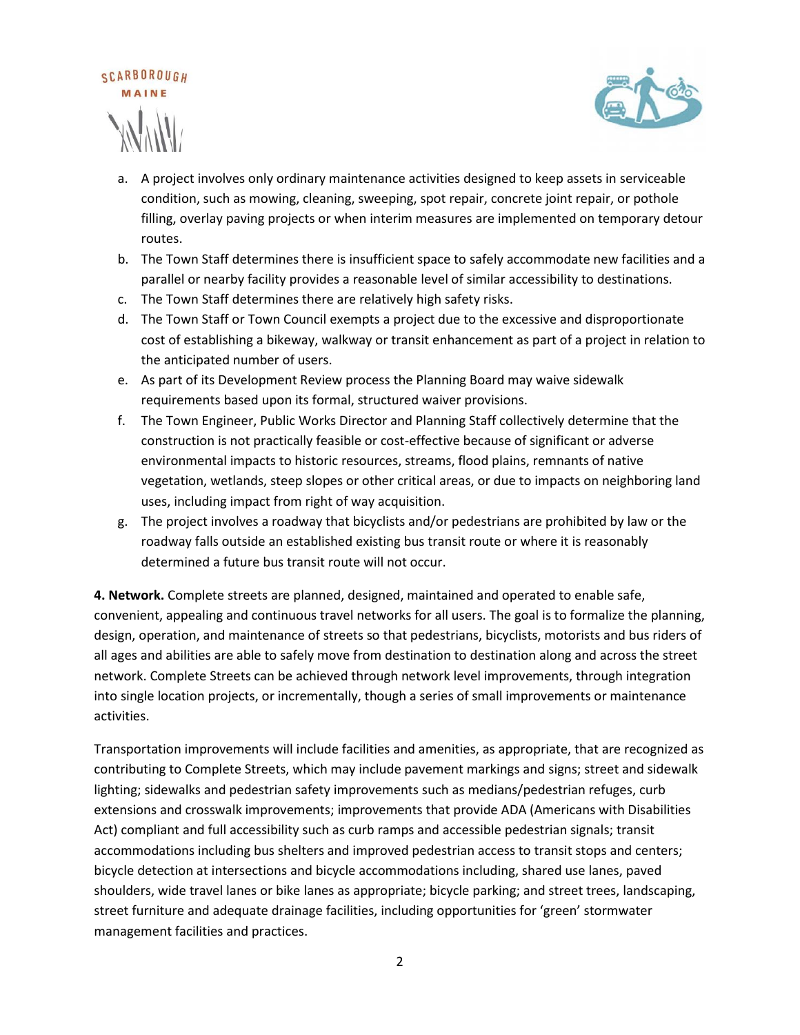a. A project involves only ordinary maintenance activities designed to keep assets in serviceable condition, such as mowing, cleaning, sweeping, spot repair, concrete joint repair, or pothole filling, overlay paving projects or when interim measures are implemented on temporary detour routes.
b. The Town Staff determines there is insufficient space to safely accommodate new facilities and a parallel or nearby facility provides a reasonable level of similar accessibility to destinations.
c. The Town Staff determines there are relatively high safety risks.
d. The Town Staff or Town Council exempts a project due to the excessive and disproportionate cost of establishing a bikeway, walkway or transit enhancement as part of a project in relation to the anticipated number of users.
e. As part of its Development Review process the Planning Board may waive sidewalk requirements based upon its formal, structured waiver provisions.
f. The Town Engineer, Public Works Director and Planning Staff collectively determine that the construction is not practically feasible or cost-effective because of significant or adverse environmental impacts to historic resources, streams, flood plains, remnants of native vegetation, wetlands, steep slopes or other critical areas, or due to impacts on neighboring land uses, including impact from right of way acquisition.
g. The project involves a roadway that bicyclists and/or pedestrians are prohibited by law or the roadway falls outside an established existing bus transit route or where it is reasonably determined a future bus transit route will not occur.

**4. Network.** Complete streets are planned, designed, maintained and operated to enable safe, convenient, appealing and continuous travel networks for all users. The goal is to formalize the planning, design, operation, and maintenance of streets so that pedestrians, bicyclists, motorists and bus riders of all ages and abilities are able to safely move from destination to destination along and across the street network. Complete Streets can be achieved through network level improvements, through integration into single location projects, or incrementally, though a series of small improvements or maintenance activities.

Transportation improvements will include facilities and amenities, as appropriate, that are recognized as contributing to Complete Streets, which may include pavement markings and signs; street and sidewalk lighting; sidewalks and pedestrian safety improvements such as medians/pedestrian refuges, curb extensions and crosswalk improvements; improvements that provide ADA (Americans with Disabilities Act) compliant and full accessibility such as curb ramps and accessible pedestrian signals; transit accommodations including bus shelters and improved pedestrian access to transit stops and centers; bicycle detection at intersections and bicycle accommodations including, shared use lanes, paved shoulders, wide travel lanes or bike lanes as appropriate; bicycle parking; and street trees, landscaping, street furniture and adequate drainage facilities, including opportunities for 'green' stormwater management facilities and practices.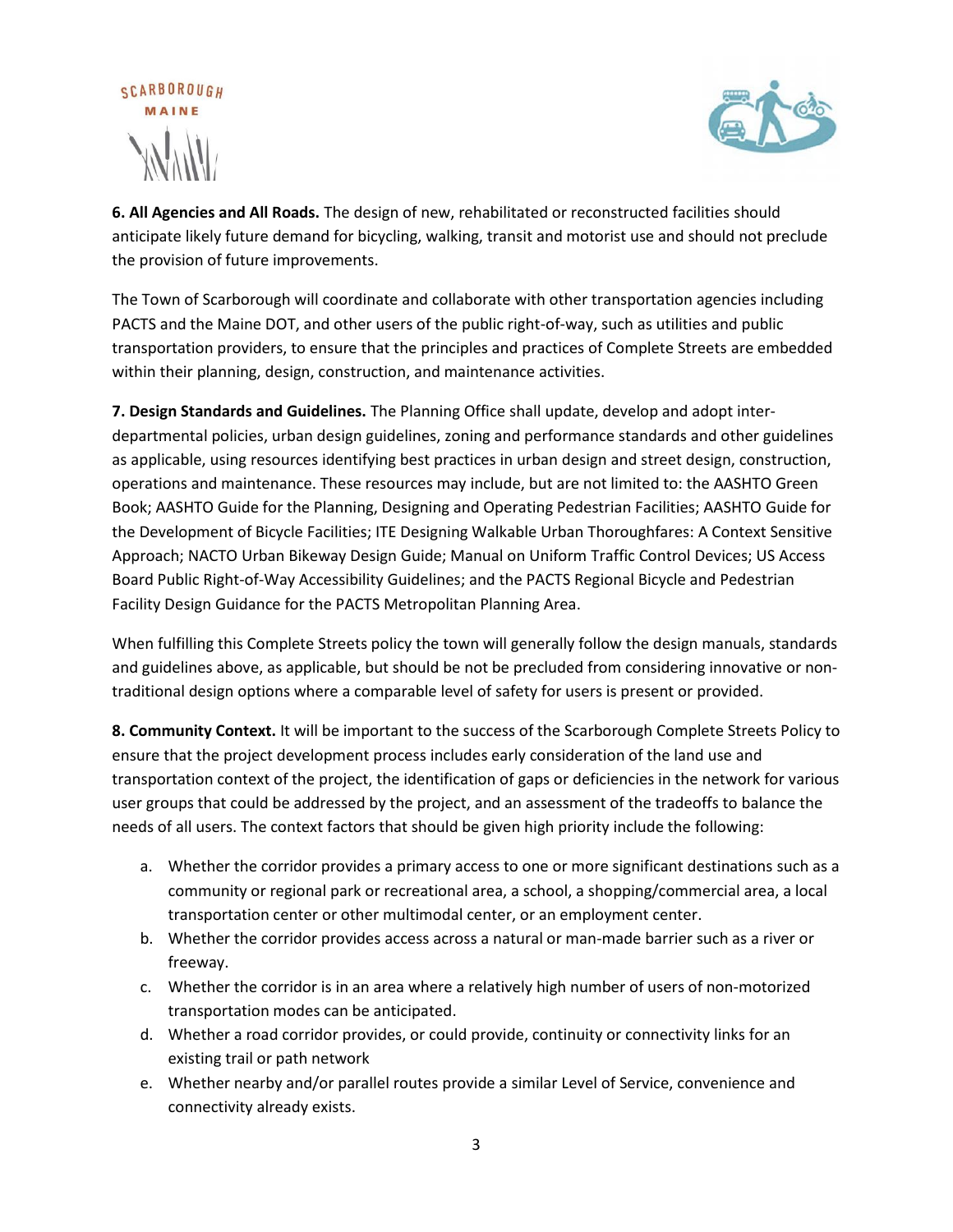**6. All Agencies and All Roads.** The design of new, rehabilitated or reconstructed facilities should anticipate likely future demand for bicycling, walking, transit and motorist use and should not preclude the provision of future improvements.

The Town of Scarborough will coordinate and collaborate with other transportation agencies including PACTS and the Maine DOT, and other users of the public right-of-way, such as utilities and public transportation providers, to ensure that the principles and practices of Complete Streets are embedded within their planning, design, construction, and maintenance activities.

**7. Design Standards and Guidelines.** The Planning Office shall update, develop and adopt inter-departmental policies, urban design guidelines, zoning and performance standards and other guidelines as applicable, using resources identifying best practices in urban design and street design, construction, operations and maintenance. These resources may include, but are not limited to: the AASHTO Green Book; AASHTO Guide for the Planning, Designing and Operating Pedestrian Facilities; AASHTO Guide for the Development of Bicycle Facilities; ITE Designing Walkable Urban Thoroughfares: A Context Sensitive Approach; NACTO Urban Bikeway Design Guide; Manual on Uniform Traffic Control Devices; US Access Board Public Right-of-Way Accessibility Guidelines; and the PACTS Regional Bicycle and Pedestrian Facility Design Guidance for the PACTS Metropolitan Planning Area.

When fulfilling this Complete Streets policy the town will generally follow the design manuals, standards and guidelines above, as applicable, but should be not be precluded from considering innovative or non-traditional design options where a comparable level of safety for users is present or provided.

**8. Community Context.** It will be important to the success of the Scarborough Complete Streets Policy to ensure that the project development process includes early consideration of the land use and transportation context of the project, the identification of gaps or deficiencies in the network for various user groups that could be addressed by the project, and an assessment of the tradeoffs to balance the needs of all users. The context factors that should be given high priority include the following:

a. Whether the corridor provides a primary access to one or more significant destinations such as a community or regional park or recreational area, a school, a shopping/commercial area, a local transportation center or other multimodal center, or an employment center.
b. Whether the corridor provides access across a natural or man-made barrier such as a river or freeway.
c. Whether the corridor is in an area where a relatively high number of users of non-motorized transportation modes can be anticipated.
d. Whether a road corridor provides, or could provide, continuity or connectivity links for an existing trail or path network
e. Whether nearby and/or parallel routes provide a similar Level of Service, convenience and connectivity already exists.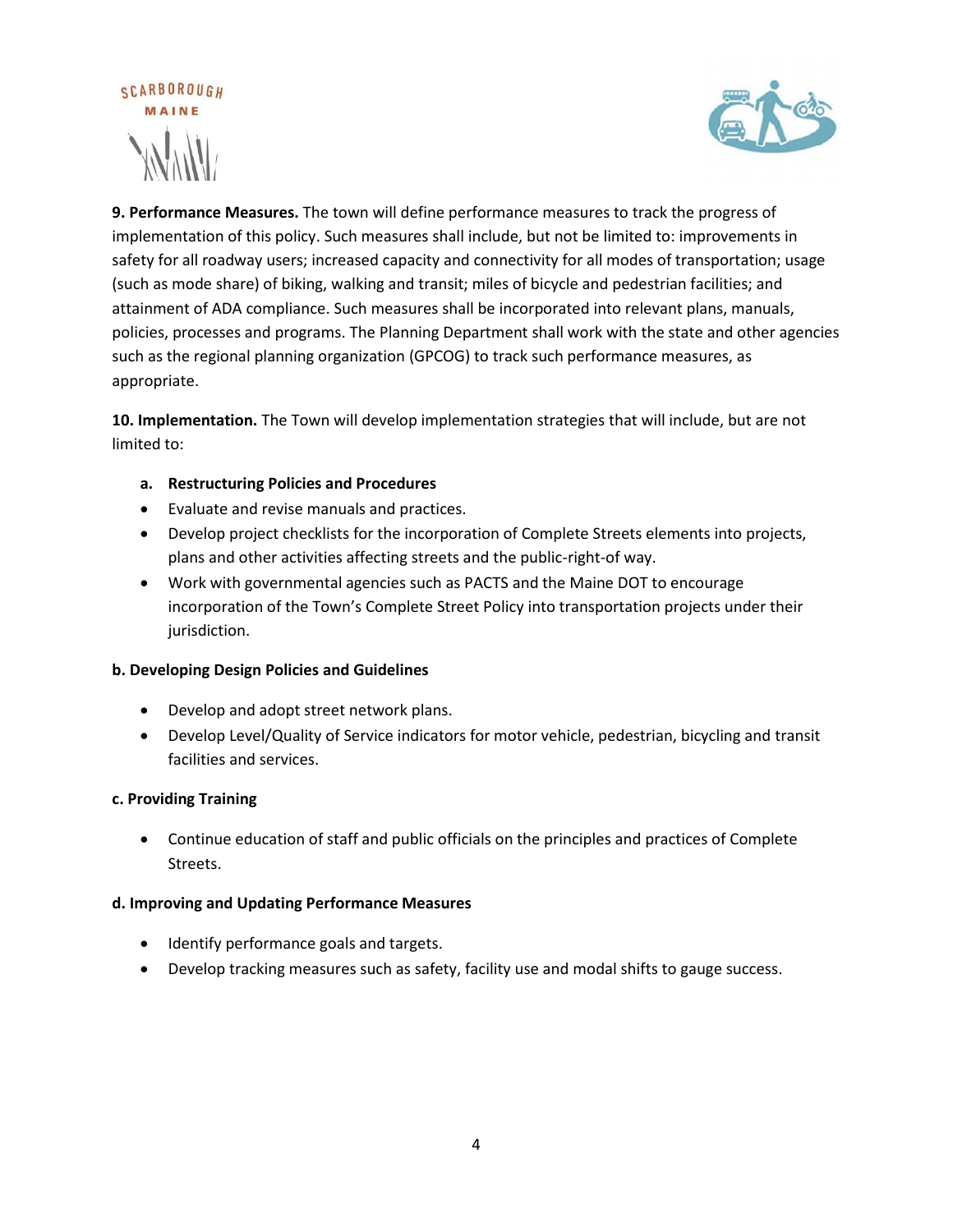**9. Performance Measures.** The town will define performance measures to track the progress of implementation of this policy. Such measures shall include, but not be limited to: improvements in safety for all roadway users; increased capacity and connectivity for all modes of transportation; usage (such as mode share) of biking, walking and transit; miles of bicycle and pedestrian facilities; and attainment of ADA compliance. Such measures shall be incorporated into relevant plans, manuals, policies, processes and programs. The Planning Department shall work with the state and other agencies such as the regional planning organization (GPCOG) to track such performance measures, as appropriate.

**10. Implementation.** The Town will develop implementation strategies that will include, but are not limited to:

**a. Restructuring Policies and Procedures**

- Evaluate and revise manuals and practices.
- Develop project checklists for the incorporation of Complete Streets elements into projects, plans and other activities affecting streets and the public-right-of way.
- Work with governmental agencies such as PACTS and the Maine DOT to encourage incorporation of the Town's Complete Street Policy into transportation projects under their jurisdiction.

**b. Developing Design Policies and Guidelines**

- Develop and adopt street network plans.
- Develop Level/Quality of Service indicators for motor vehicle, pedestrian, bicycling and transit facilities and services.

**c. Providing Training**

- Continue education of staff and public officials on the principles and practices of Complete Streets.

**d. Improving and Updating Performance Measures**

- Identify performance goals and targets.
- Develop tracking measures such as safety, facility use and modal shifts to gauge success.